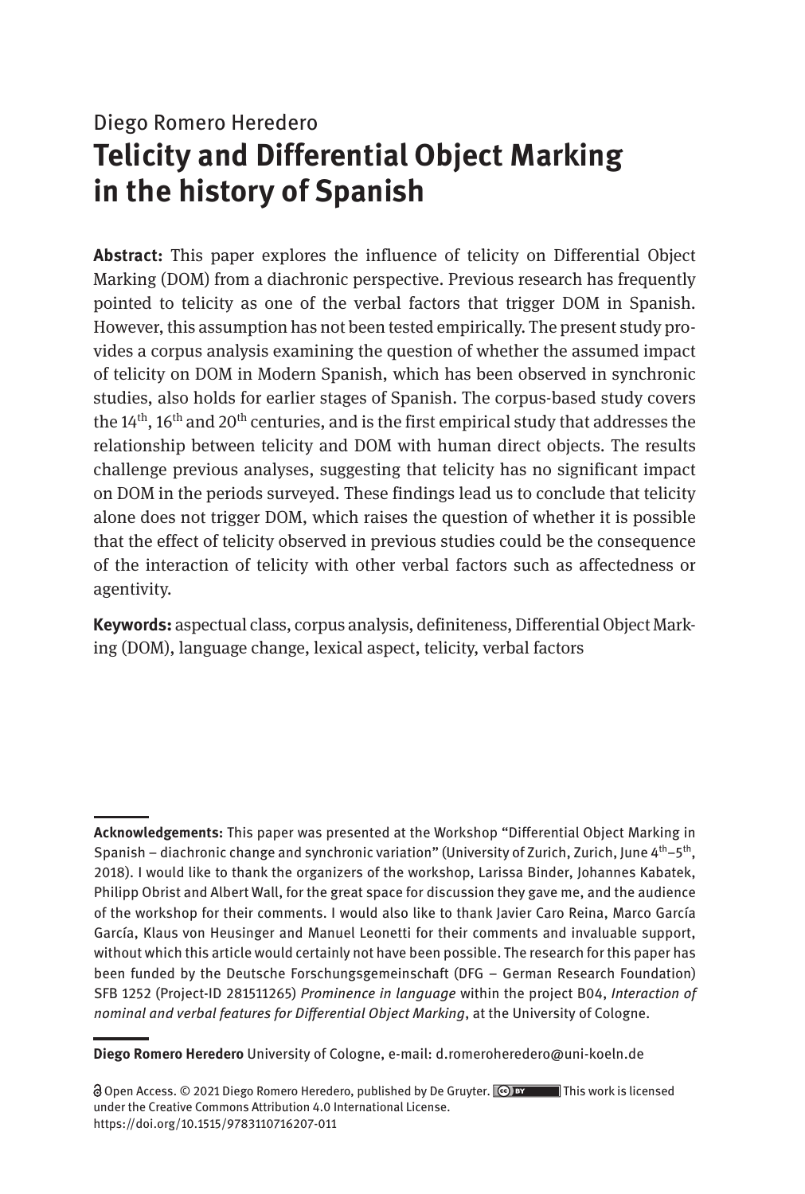Diego Romero Heredero

# Telicity and Differential Object Marking in the history of Spanish

**Abstract:** This paper explores the influence of telicity on Differential Object Marking (DOM) from a diachronic perspective. Previous research has frequently pointed to telicity as one of the verbal factors that trigger DOM in Spanish. However, this assumption has not been tested empirically. The present study provides a corpus analysis examining the question of whether the assumed impact of telicity on DOM in Modern Spanish, which has been observed in synchronic studies, also holds for earlier stages of Spanish. The corpus-based study covers the 14th, 16th and 20th centuries, and is the first empirical study that addresses the relationship between telicity and DOM with human direct objects. The results challenge previous analyses, suggesting that telicity has no significant impact on DOM in the periods surveyed. These findings lead us to conclude that telicity alone does not trigger DOM, which raises the question of whether it is possible that the effect of telicity observed in previous studies could be the consequence of the interaction of telicity with other verbal factors such as affectedness or agentivity.

**Keywords:** aspectual class, corpus analysis, definiteness, Differential Object Marking (DOM), language change, lexical aspect, telicity, verbal factors

---

**Acknowledgements:** This paper was presented at the Workshop "Differential Object Marking in Spanish – diachronic change and synchronic variation" (University of Zurich, Zurich, June 4th–5th, 2018). I would like to thank the organizers of the workshop, Larissa Binder, Johannes Kabatek, Philipp Obrist and Albert Wall, for the great space for discussion they gave me, and the audience of the workshop for their comments. I would also like to thank Javier Caro Reina, Marco García García, Klaus von Heusinger and Manuel Leonetti for their comments and invaluable support, without which this article would certainly not have been possible. The research for this paper has been funded by the Deutsche Forschungsgemeinschaft (DFG – German Research Foundation) SFB 1252 (Project-ID 281511265) *Prominence in language* within the project B04, *Interaction of nominal and verbal features for Differential Object Marking*, at the University of Cologne.

---

**Diego Romero Heredero** University of Cologne, e-mail: d.romeroheredero@uni-koeln.de

Open Access. © 2021 Diego Romero Heredero, published by De Gruyter. This work is licensed under the Creative Commons Attribution 4.0 International License.
https://doi.org/10.1515/9783110716207-011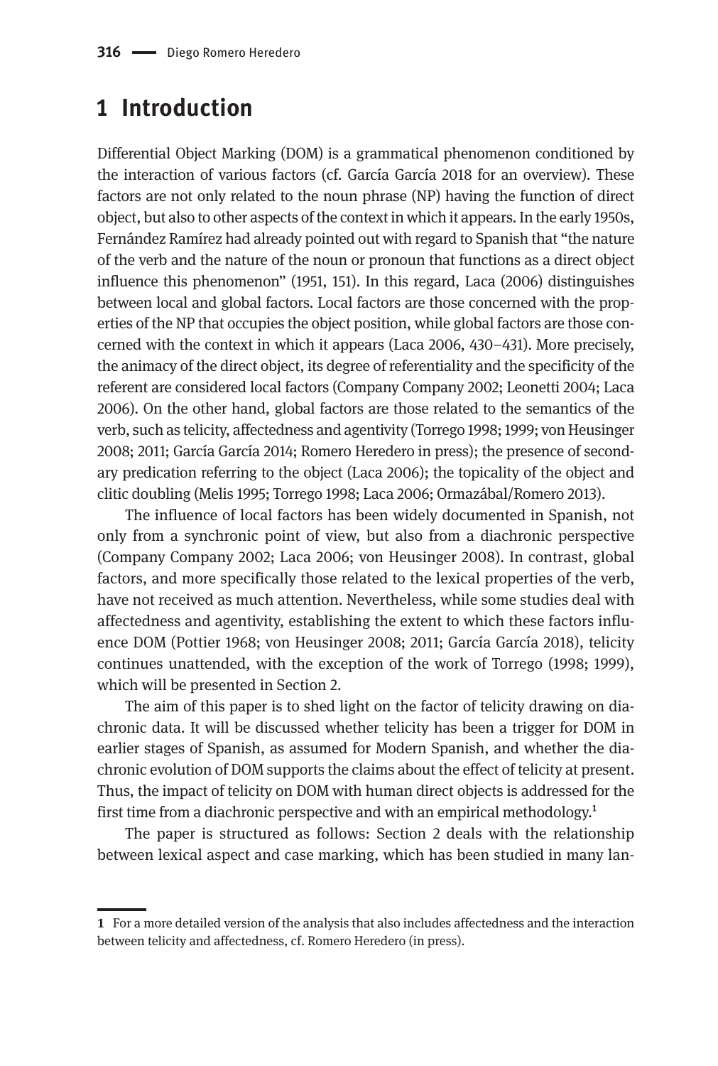## 1 Introduction

Differential Object Marking (DOM) is a grammatical phenomenon conditioned by the interaction of various factors (cf. García García 2018 for an overview). These factors are not only related to the noun phrase (NP) having the function of direct object, but also to other aspects of the context in which it appears. In the early 1950s, Fernández Ramírez had already pointed out with regard to Spanish that "the nature of the verb and the nature of the noun or pronoun that functions as a direct object influence this phenomenon" (1951, 151). In this regard, Laca (2006) distinguishes between local and global factors. Local factors are those concerned with the properties of the NP that occupies the object position, while global factors are those concerned with the context in which it appears (Laca 2006, 430–431). More precisely, the animacy of the direct object, its degree of referentiality and the specificity of the referent are considered local factors (Company Company 2002; Leonetti 2004; Laca 2006). On the other hand, global factors are those related to the semantics of the verb, such as telicity, affectedness and agentivity (Torrego 1998; 1999; von Heusinger 2008; 2011; García García 2014; Romero Heredero in press); the presence of secondary predication referring to the object (Laca 2006); the topicality of the object and clitic doubling (Melis 1995; Torrego 1998; Laca 2006; Ormazábal/Romero 2013).

The influence of local factors has been widely documented in Spanish, not only from a synchronic point of view, but also from a diachronic perspective (Company Company 2002; Laca 2006; von Heusinger 2008). In contrast, global factors, and more specifically those related to the lexical properties of the verb, have not received as much attention. Nevertheless, while some studies deal with affectedness and agentivity, establishing the extent to which these factors influence DOM (Pottier 1968; von Heusinger 2008; 2011; García García 2018), telicity continues unattended, with the exception of the work of Torrego (1998; 1999), which will be presented in Section 2.

The aim of this paper is to shed light on the factor of telicity drawing on diachronic data. It will be discussed whether telicity has been a trigger for DOM in earlier stages of Spanish, as assumed for Modern Spanish, and whether the diachronic evolution of DOM supports the claims about the effect of telicity at present. Thus, the impact of telicity on DOM with human direct objects is addressed for the first time from a diachronic perspective and with an empirical methodology.[1]

The paper is structured as follows: Section 2 deals with the relationship between lexical aspect and case marking, which has been studied in many lan-

---

[1] For a more detailed version of the analysis that also includes affectedness and the interaction between telicity and affectedness, cf. Romero Heredero (in press).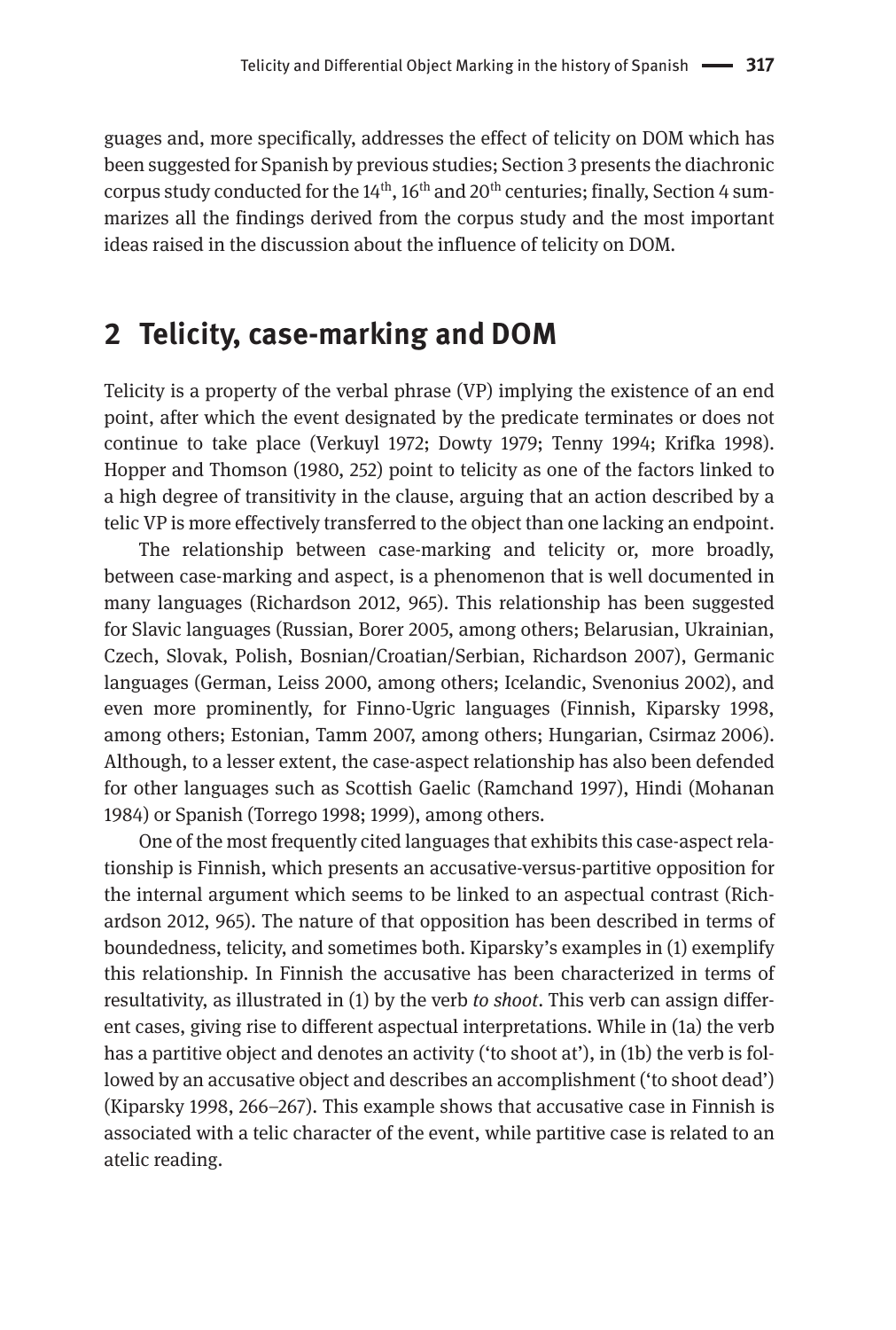guages and, more specifically, addresses the effect of telicity on DOM which has been suggested for Spanish by previous studies; Section 3 presents the diachronic corpus study conducted for the 14th, 16th and 20th centuries; finally, Section 4 summarizes all the findings derived from the corpus study and the most important ideas raised in the discussion about the influence of telicity on DOM.

## 2 Telicity, case-marking and DOM

Telicity is a property of the verbal phrase (VP) implying the existence of an end point, after which the event designated by the predicate terminates or does not continue to take place (Verkuyl 1972; Dowty 1979; Tenny 1994; Krifka 1998). Hopper and Thomson (1980, 252) point to telicity as one of the factors linked to a high degree of transitivity in the clause, arguing that an action described by a telic VP is more effectively transferred to the object than one lacking an endpoint.

The relationship between case-marking and telicity or, more broadly, between case-marking and aspect, is a phenomenon that is well documented in many languages (Richardson 2012, 965). This relationship has been suggested for Slavic languages (Russian, Borer 2005, among others; Belarusian, Ukrainian, Czech, Slovak, Polish, Bosnian/Croatian/Serbian, Richardson 2007), Germanic languages (German, Leiss 2000, among others; Icelandic, Svenonius 2002), and even more prominently, for Finno-Ugric languages (Finnish, Kiparsky 1998, among others; Estonian, Tamm 2007, among others; Hungarian, Csirmaz 2006). Although, to a lesser extent, the case-aspect relationship has also been defended for other languages such as Scottish Gaelic (Ramchand 1997), Hindi (Mohanan 1984) or Spanish (Torrego 1998; 1999), among others.

One of the most frequently cited languages that exhibits this case-aspect relationship is Finnish, which presents an accusative-versus-partitive opposition for the internal argument which seems to be linked to an aspectual contrast (Richardson 2012, 965). The nature of that opposition has been described in terms of boundedness, telicity, and sometimes both. Kiparsky's examples in (1) exemplify this relationship. In Finnish the accusative has been characterized in terms of resultativity, as illustrated in (1) by the verb *to shoot*. This verb can assign different cases, giving rise to different aspectual interpretations. While in (1a) the verb has a partitive object and denotes an activity ('to shoot at'), in (1b) the verb is followed by an accusative object and describes an accomplishment ('to shoot dead') (Kiparsky 1998, 266–267). This example shows that accusative case in Finnish is associated with a telic character of the event, while partitive case is related to an atelic reading.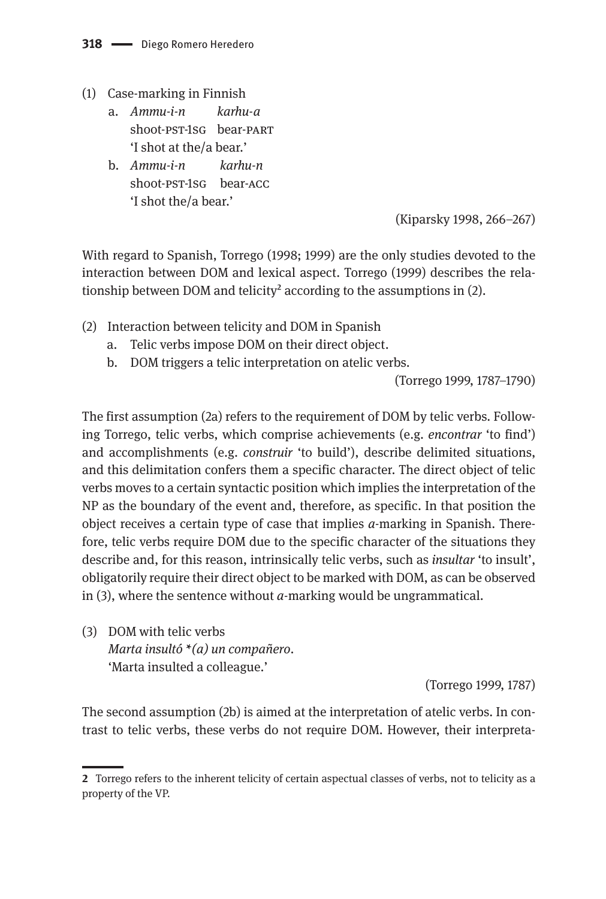(1) Case-marking in Finnish

a. *Ammu-i-n* *karhu-a*
   shoot-PST-1SG bear-PART
   'I shot at the/a bear.'

b. *Ammu-i-n* *karhu-n*
   shoot-PST-1SG bear-ACC
   'I shot the/a bear.'

(Kiparsky 1998, 266–267)

With regard to Spanish, Torrego (1998; 1999) are the only studies devoted to the interaction between DOM and lexical aspect. Torrego (1999) describes the relationship between DOM and telicity[2] according to the assumptions in (2).

(2) Interaction between telicity and DOM in Spanish

a. Telic verbs impose DOM on their direct object.

b. DOM triggers a telic interpretation on atelic verbs.

(Torrego 1999, 1787–1790)

The first assumption (2a) refers to the requirement of DOM by telic verbs. Following Torrego, telic verbs, which comprise achievements (e.g. *encontrar* 'to find') and accomplishments (e.g. *construir* 'to build'), describe delimited situations, and this delimitation confers them a specific character. The direct object of telic verbs moves to a certain syntactic position which implies the interpretation of the NP as the boundary of the event and, therefore, as specific. In that position the object receives a certain type of case that implies *a*-marking in Spanish. Therefore, telic verbs require DOM due to the specific character of the situations they describe and, for this reason, intrinsically telic verbs, such as *insultar* 'to insult', obligatorily require their direct object to be marked with DOM, as can be observed in (3), where the sentence without *a*-marking would be ungrammatical.

(3) DOM with telic verbs

*Marta insultó *(a) un compañero.*
'Marta insulted a colleague.'

(Torrego 1999, 1787)

The second assumption (2b) is aimed at the interpretation of atelic verbs. In contrast to telic verbs, these verbs do not require DOM. However, their interpreta-

2 Torrego refers to the inherent telicity of certain aspectual classes of verbs, not to telicity as a property of the VP.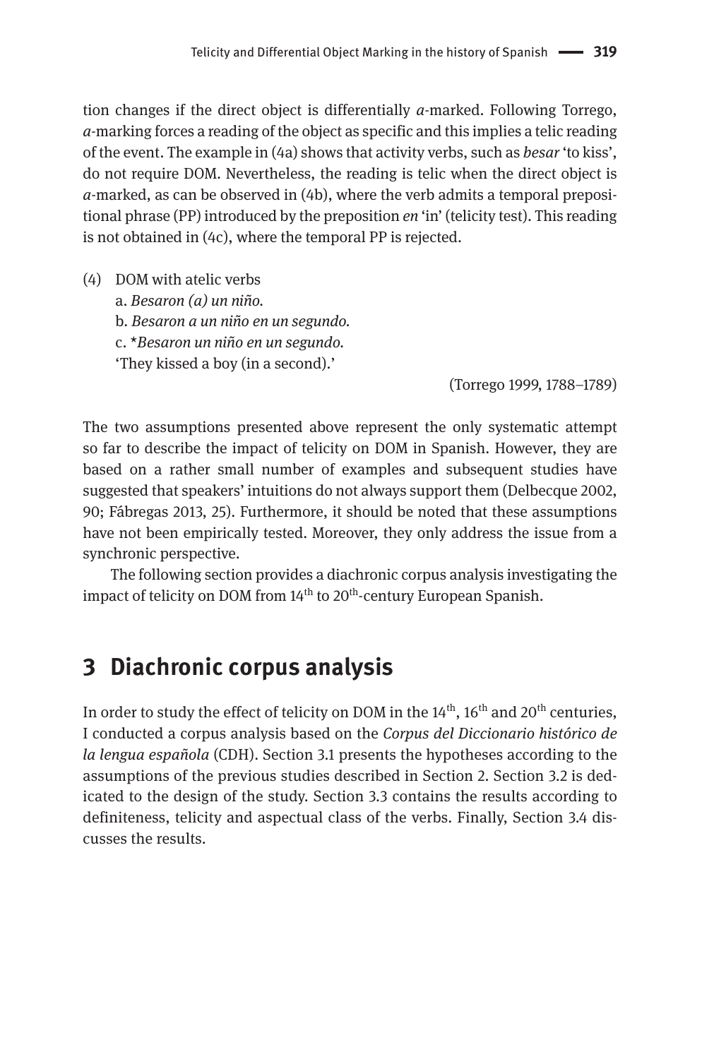tion changes if the direct object is differentially *a*-marked. Following Torrego, *a*-marking forces a reading of the object as specific and this implies a telic reading of the event. The example in (4a) shows that activity verbs, such as *besar* 'to kiss', do not require DOM. Nevertheless, the reading is telic when the direct object is *a*-marked, as can be observed in (4b), where the verb admits a temporal prepositional phrase (PP) introduced by the preposition *en* 'in' (telicity test). This reading is not obtained in (4c), where the temporal PP is rejected.

(4) DOM with atelic verbs
   a. *Besaron (a) un niño.*
   b. *Besaron a un niño en un segundo.*
   c. \**Besaron un niño en un segundo.*
   'They kissed a boy (in a second).'

(Torrego 1999, 1788–1789)

The two assumptions presented above represent the only systematic attempt so far to describe the impact of telicity on DOM in Spanish. However, they are based on a rather small number of examples and subsequent studies have suggested that speakers' intuitions do not always support them (Delbecque 2002, 90; Fábregas 2013, 25). Furthermore, it should be noted that these assumptions have not been empirically tested. Moreover, they only address the issue from a synchronic perspective.

The following section provides a diachronic corpus analysis investigating the impact of telicity on DOM from 14th to 20th-century European Spanish.

## 3 Diachronic corpus analysis

In order to study the effect of telicity on DOM in the 14th, 16th and 20th centuries, I conducted a corpus analysis based on the *Corpus del Diccionario histórico de la lengua española* (CDH). Section 3.1 presents the hypotheses according to the assumptions of the previous studies described in Section 2. Section 3.2 is dedicated to the design of the study. Section 3.3 contains the results according to definiteness, telicity and aspectual class of the verbs. Finally, Section 3.4 discusses the results.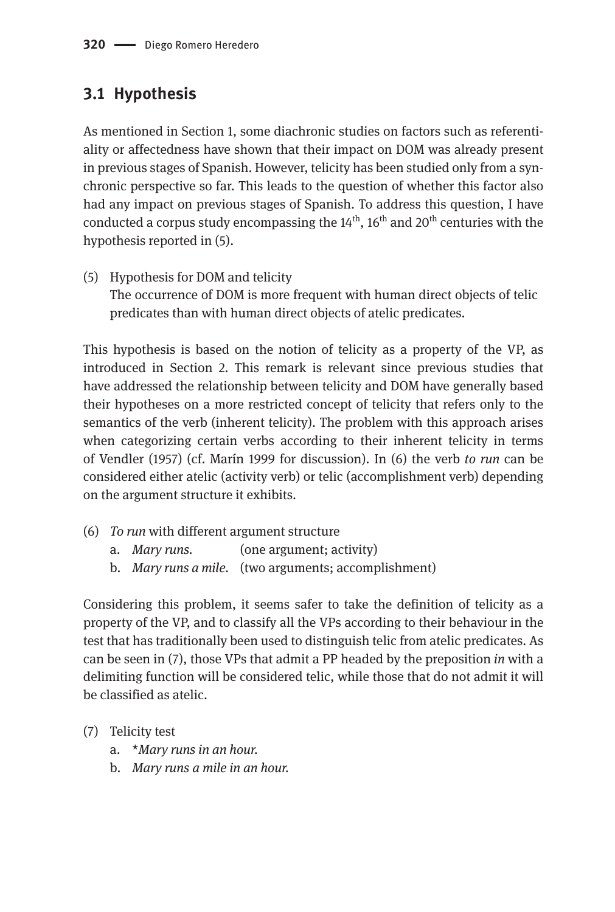## 3.1 Hypothesis

As mentioned in Section 1, some diachronic studies on factors such as referentiality or affectedness have shown that their impact on DOM was already present in previous stages of Spanish. However, telicity has been studied only from a synchronic perspective so far. This leads to the question of whether this factor also had any impact on previous stages of Spanish. To address this question, I have conducted a corpus study encompassing the 14th, 16th and 20th centuries with the hypothesis reported in (5).

(5) Hypothesis for DOM and telicity
The occurrence of DOM is more frequent with human direct objects of telic predicates than with human direct objects of atelic predicates.

This hypothesis is based on the notion of telicity as a property of the VP, as introduced in Section 2. This remark is relevant since previous studies that have addressed the relationship between telicity and DOM have generally based their hypotheses on a more restricted concept of telicity that refers only to the semantics of the verb (inherent telicity). The problem with this approach arises when categorizing certain verbs according to their inherent telicity in terms of Vendler (1957) (cf. Marín 1999 for discussion). In (6) the verb *to run* can be considered either atelic (activity verb) or telic (accomplishment verb) depending on the argument structure it exhibits.

(6) *To run* with different argument structure
  a. *Mary runs.* (one argument; activity)
  b. *Mary runs a mile.* (two arguments; accomplishment)

Considering this problem, it seems safer to take the definition of telicity as a property of the VP, and to classify all the VPs according to their behaviour in the test that has traditionally been used to distinguish telic from atelic predicates. As can be seen in (7), those VPs that admit a PP headed by the preposition *in* with a delimiting function will be considered telic, while those that do not admit it will be classified as atelic.

(7) Telicity test
  a. \**Mary runs in an hour.*
  b. *Mary runs a mile in an hour.*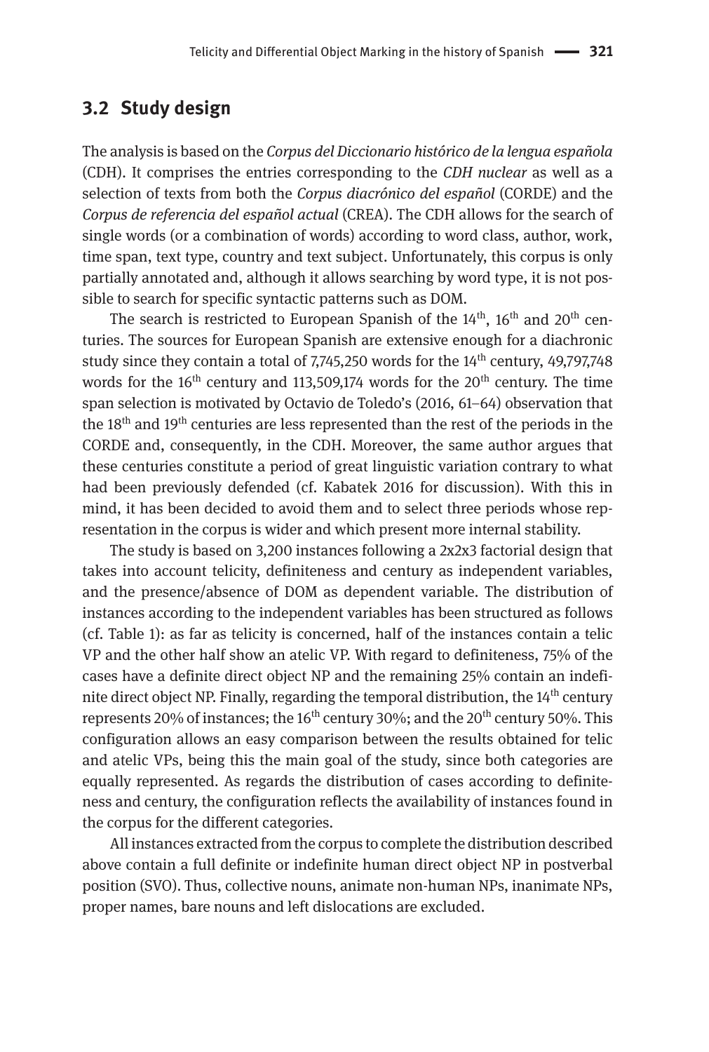## 3.2 Study design

The analysis is based on the *Corpus del Diccionario histórico de la lengua española* (CDH). It comprises the entries corresponding to the *CDH nuclear* as well as a selection of texts from both the *Corpus diacrónico del español* (CORDE) and the *Corpus de referencia del español actual* (CREA). The CDH allows for the search of single words (or a combination of words) according to word class, author, work, time span, text type, country and text subject. Unfortunately, this corpus is only partially annotated and, although it allows searching by word type, it is not possible to search for specific syntactic patterns such as DOM.

The search is restricted to European Spanish of the 14$^{th}$, 16$^{th}$ and 20$^{th}$ centuries. The sources for European Spanish are extensive enough for a diachronic study since they contain a total of 7,745,250 words for the 14$^{th}$ century, 49,797,748 words for the 16$^{th}$ century and 113,509,174 words for the 20$^{th}$ century. The time span selection is motivated by Octavio de Toledo's (2016, 61–64) observation that the 18$^{th}$ and 19$^{th}$ centuries are less represented than the rest of the periods in the CORDE and, consequently, in the CDH. Moreover, the same author argues that these centuries constitute a period of great linguistic variation contrary to what had been previously defended (cf. Kabatek 2016 for discussion). With this in mind, it has been decided to avoid them and to select three periods whose representation in the corpus is wider and which present more internal stability.

The study is based on 3,200 instances following a 2x2x3 factorial design that takes into account telicity, definiteness and century as independent variables, and the presence/absence of DOM as dependent variable. The distribution of instances according to the independent variables has been structured as follows (cf. Table 1): as far as telicity is concerned, half of the instances contain a telic VP and the other half show an atelic VP. With regard to definiteness, 75% of the cases have a definite direct object NP and the remaining 25% contain an indefinite direct object NP. Finally, regarding the temporal distribution, the 14$^{th}$ century represents 20% of instances; the 16$^{th}$ century 30%; and the 20$^{th}$ century 50%. This configuration allows an easy comparison between the results obtained for telic and atelic VPs, being this the main goal of the study, since both categories are equally represented. As regards the distribution of cases according to definiteness and century, the configuration reflects the availability of instances found in the corpus for the different categories.

All instances extracted from the corpus to complete the distribution described above contain a full definite or indefinite human direct object NP in postverbal position (SVO). Thus, collective nouns, animate non-human NPs, inanimate NPs, proper names, bare nouns and left dislocations are excluded.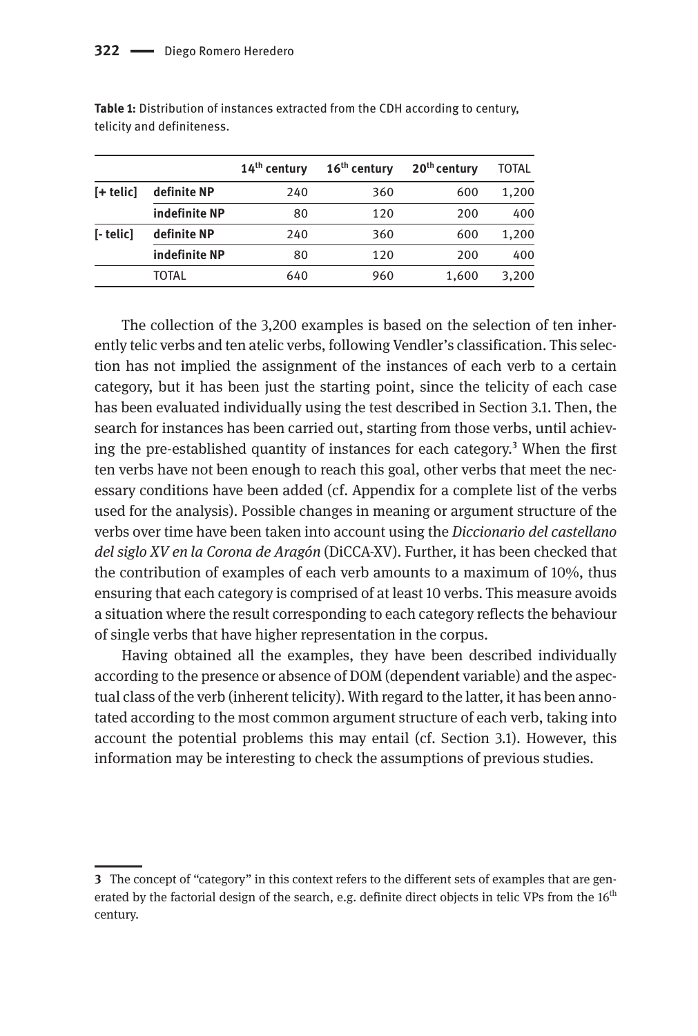**Table 1:** Distribution of instances extracted from the CDH according to century, telicity and definiteness.

| | | 14th century | 16th century | 20th century | TOTAL |
|---|---|---|---|---|---|
| **[+ telic]** | **definite NP** | 240 | 360 | 600 | 1,200 |
| | **indefinite NP** | 80 | 120 | 200 | 400 |
| **[- telic]** | **definite NP** | 240 | 360 | 600 | 1,200 |
| | **indefinite NP** | 80 | 120 | 200 | 400 |
| | TOTAL | 640 | 960 | 1,600 | 3,200 |

The collection of the 3,200 examples is based on the selection of ten inherently telic verbs and ten atelic verbs, following Vendler's classification. This selection has not implied the assignment of the instances of each verb to a certain category, but it has been just the starting point, since the telicity of each case has been evaluated individually using the test described in Section 3.1. Then, the search for instances has been carried out, starting from those verbs, until achieving the pre-established quantity of instances for each category.[3] When the first ten verbs have not been enough to reach this goal, other verbs that meet the necessary conditions have been added (cf. Appendix for a complete list of the verbs used for the analysis). Possible changes in meaning or argument structure of the verbs over time have been taken into account using the *Diccionario del castellano del siglo XV en la Corona de Aragón* (DiCCA-XV). Further, it has been checked that the contribution of examples of each verb amounts to a maximum of 10%, thus ensuring that each category is comprised of at least 10 verbs. This measure avoids a situation where the result corresponding to each category reflects the behaviour of single verbs that have higher representation in the corpus.

Having obtained all the examples, they have been described individually according to the presence or absence of DOM (dependent variable) and the aspectual class of the verb (inherent telicity). With regard to the latter, it has been annotated according to the most common argument structure of each verb, taking into account the potential problems this may entail (cf. Section 3.1). However, this information may be interesting to check the assumptions of previous studies.

---

**3** The concept of "category" in this context refers to the different sets of examples that are generated by the factorial design of the search, e.g. definite direct objects in telic VPs from the 16th century.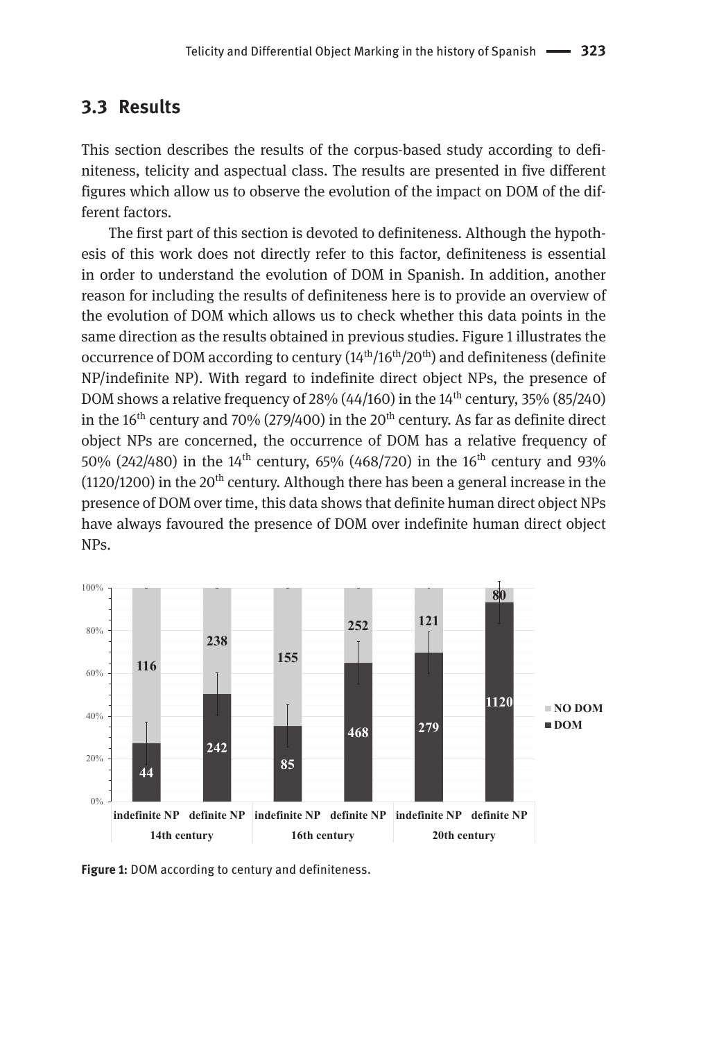## 3.3 Results

This section describes the results of the corpus-based study according to definiteness, telicity and aspectual class. The results are presented in five different figures which allow us to observe the evolution of the impact on DOM of the different factors.

The first part of this section is devoted to definiteness. Although the hypothesis of this work does not directly refer to this factor, definiteness is essential in order to understand the evolution of DOM in Spanish. In addition, another reason for including the results of definiteness here is to provide an overview of the evolution of DOM which allows us to check whether this data points in the same direction as the results obtained in previous studies. Figure 1 illustrates the occurrence of DOM according to century ($14^{th}$/$16^{th}$/$20^{th}$) and definiteness (definite NP/indefinite NP). With regard to indefinite direct object NPs, the presence of DOM shows a relative frequency of 28% (44/160) in the $14^{th}$ century, 35% (85/240) in the $16^{th}$ century and 70% (279/400) in the $20^{th}$ century. As far as definite direct object NPs are concerned, the occurrence of DOM has a relative frequency of 50% (242/480) in the $14^{th}$ century, 65% (468/720) in the $16^{th}$ century and 93% (1120/1200) in the $20^{th}$ century. Although there has been a general increase in the presence of DOM over time, this data shows that definite human direct object NPs have always favoured the presence of DOM over indefinite human direct object NPs.

| Century | NP type | DOM | NO DOM |
|---|---|---|---|
| 14th century | indefinite NP | 44 | 116 |
| 14th century | definite NP | 242 | 238 |
| 16th century | indefinite NP | 85 | 155 |
| 16th century | definite NP | 468 | 252 |
| 20th century | indefinite NP | 279 | 121 |
| 20th century | definite NP | 1120 | 80 |

**Figure 1:** DOM according to century and definiteness.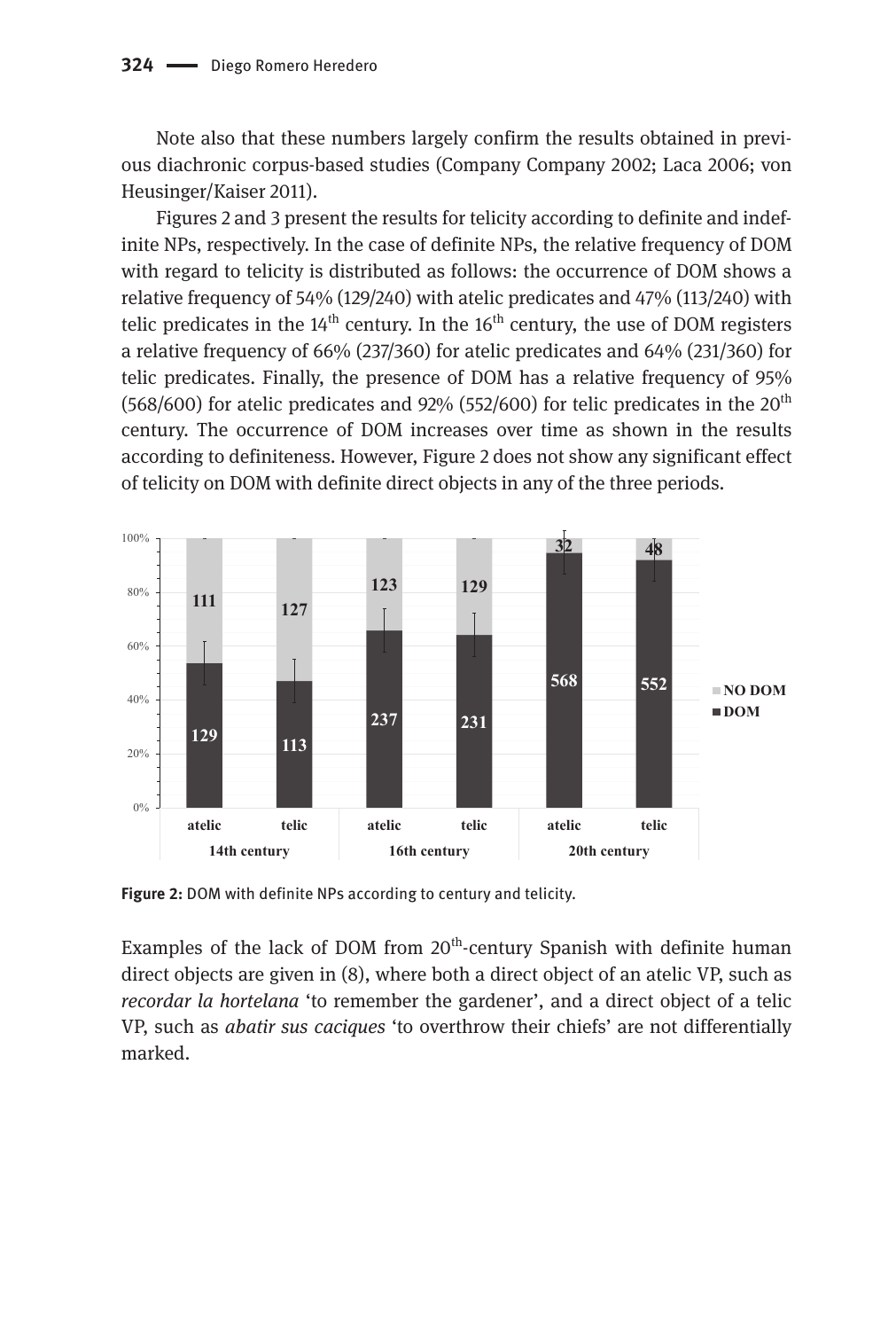Note also that these numbers largely confirm the results obtained in previous diachronic corpus-based studies (Company Company 2002; Laca 2006; von Heusinger/Kaiser 2011).

Figures 2 and 3 present the results for telicity according to definite and indefinite NPs, respectively. In the case of definite NPs, the relative frequency of DOM with regard to telicity is distributed as follows: the occurrence of DOM shows a relative frequency of 54% (129/240) with atelic predicates and 47% (113/240) with telic predicates in the 14th century. In the 16th century, the use of DOM registers a relative frequency of 66% (237/360) for atelic predicates and 64% (231/360) for telic predicates. Finally, the presence of DOM has a relative frequency of 95% (568/600) for atelic predicates and 92% (552/600) for telic predicates in the 20th century. The occurrence of DOM increases over time as shown in the results according to definiteness. However, Figure 2 does not show any significant effect of telicity on DOM with definite direct objects in any of the three periods.

| | 14th century | | 16th century | | 20th century | |
|---|---|---|---|---|---|---|
| | atelic | telic | atelic | telic | atelic | telic |
| NO DOM | 111 | 127 | 123 | 129 | 32 | 48 |
| DOM | 129 | 113 | 237 | 231 | 568 | 552 |

**Figure 2:** DOM with definite NPs according to century and telicity.

Examples of the lack of DOM from 20th-century Spanish with definite human direct objects are given in (8), where both a direct object of an atelic VP, such as *recordar la hortelana* 'to remember the gardener', and a direct object of a telic VP, such as *abatir sus caciques* 'to overthrow their chiefs' are not differentially marked.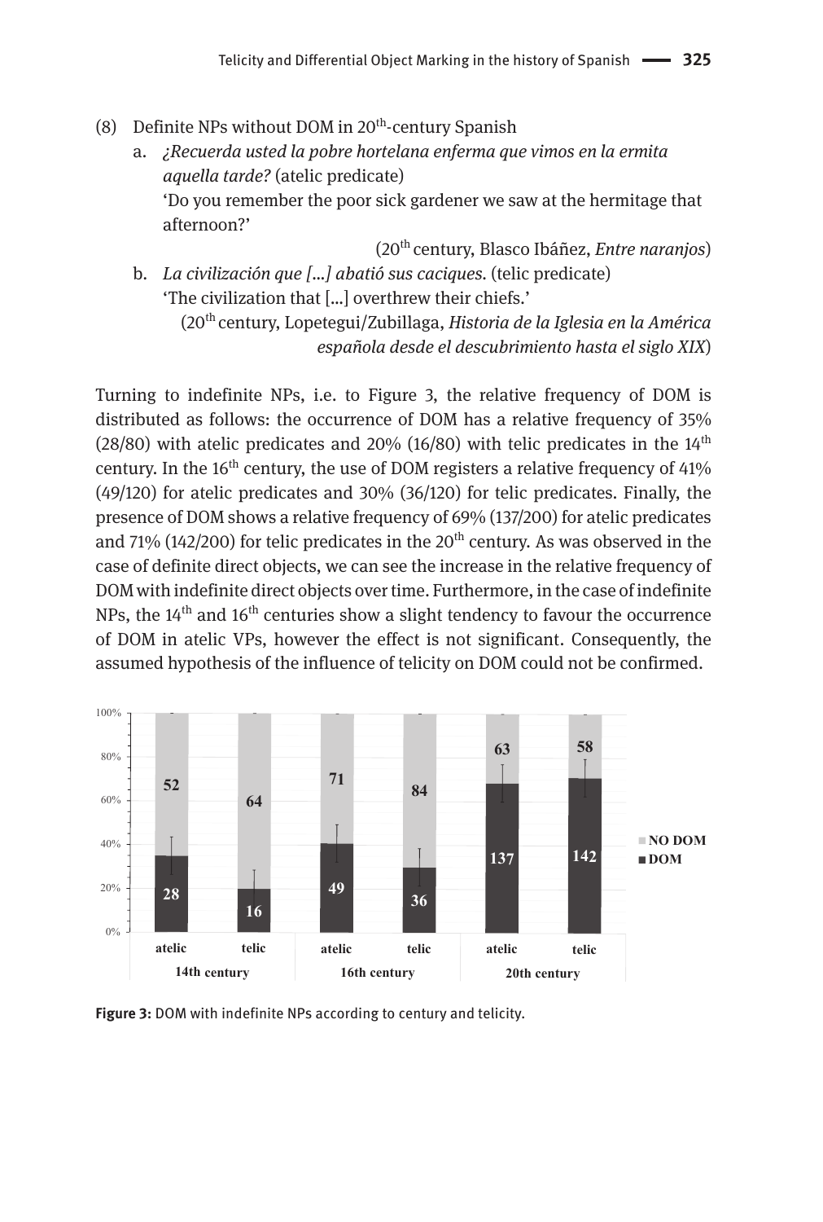(8) Definite NPs without DOM in 20th-century Spanish

a. *¿Recuerda usted la pobre hortelana enferma que vimos en la ermita aquella tarde?* (atelic predicate)
'Do you remember the poor sick gardener we saw at the hermitage that afternoon?'
(20th century, Blasco Ibáñez, *Entre naranjos*)

b. *La civilización que [...] abatió sus caciques.* (telic predicate)
'The civilization that [...] overthrew their chiefs.'
(20th century, Lopetegui/Zubillaga, *Historia de la Iglesia en la América española desde el descubrimiento hasta el siglo XIX*)

Turning to indefinite NPs, i.e. to Figure 3, the relative frequency of DOM is distributed as follows: the occurrence of DOM has a relative frequency of 35% (28/80) with atelic predicates and 20% (16/80) with telic predicates in the 14th century. In the 16th century, the use of DOM registers a relative frequency of 41% (49/120) for atelic predicates and 30% (36/120) for telic predicates. Finally, the presence of DOM shows a relative frequency of 69% (137/200) for atelic predicates and 71% (142/200) for telic predicates in the 20th century. As was observed in the case of definite direct objects, we can see the increase in the relative frequency of DOM with indefinite direct objects over time. Furthermore, in the case of indefinite NPs, the 14th and 16th centuries show a slight tendency to favour the occurrence of DOM in atelic VPs, however the effect is not significant. Consequently, the assumed hypothesis of the influence of telicity on DOM could not be confirmed.

| | 14th century | | 16th century | | 20th century | |
|---|---|---|---|---|---|---|
| | atelic | telic | atelic | telic | atelic | telic |
| NO DOM | 52 | 64 | 71 | 84 | 63 | 58 |
| DOM | 28 | 16 | 49 | 36 | 137 | 142 |

**Figure 3:** DOM with indefinite NPs according to century and telicity.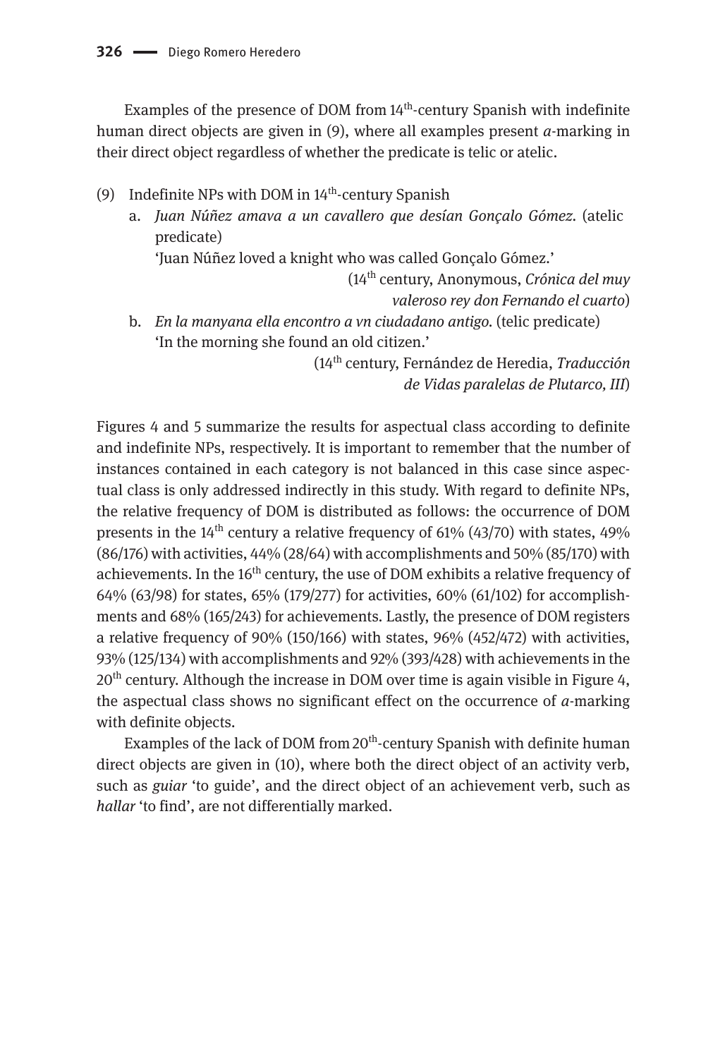Examples of the presence of DOM from 14th-century Spanish with indefinite human direct objects are given in (9), where all examples present *a*-marking in their direct object regardless of whether the predicate is telic or atelic.

(9) Indefinite NPs with DOM in 14th-century Spanish

a. *Juan Núñez amava a un cavallero que desían Gonçalo Gómez*. (atelic predicate)
'Juan Núñez loved a knight who was called Gonçalo Gómez.'
(14th century, Anonymous, *Crónica del muy valeroso rey don Fernando el cuarto*)

b. *En la manyana ella encontro a vn ciudadano antigo*. (telic predicate)
'In the morning she found an old citizen.'
(14th century, Fernández de Heredia, *Traducción de Vidas paralelas de Plutarco, III*)

Figures 4 and 5 summarize the results for aspectual class according to definite and indefinite NPs, respectively. It is important to remember that the number of instances contained in each category is not balanced in this case since aspectual class is only addressed indirectly in this study. With regard to definite NPs, the relative frequency of DOM is distributed as follows: the occurrence of DOM presents in the 14th century a relative frequency of 61% (43/70) with states, 49% (86/176) with activities, 44% (28/64) with accomplishments and 50% (85/170) with achievements. In the 16th century, the use of DOM exhibits a relative frequency of 64% (63/98) for states, 65% (179/277) for activities, 60% (61/102) for accomplishments and 68% (165/243) for achievements. Lastly, the presence of DOM registers a relative frequency of 90% (150/166) with states, 96% (452/472) with activities, 93% (125/134) with accomplishments and 92% (393/428) with achievements in the 20th century. Although the increase in DOM over time is again visible in Figure 4, the aspectual class shows no significant effect on the occurrence of *a*-marking with definite objects.

Examples of the lack of DOM from 20th-century Spanish with definite human direct objects are given in (10), where both the direct object of an activity verb, such as *guiar* 'to guide', and the direct object of an achievement verb, such as *hallar* 'to find', are not differentially marked.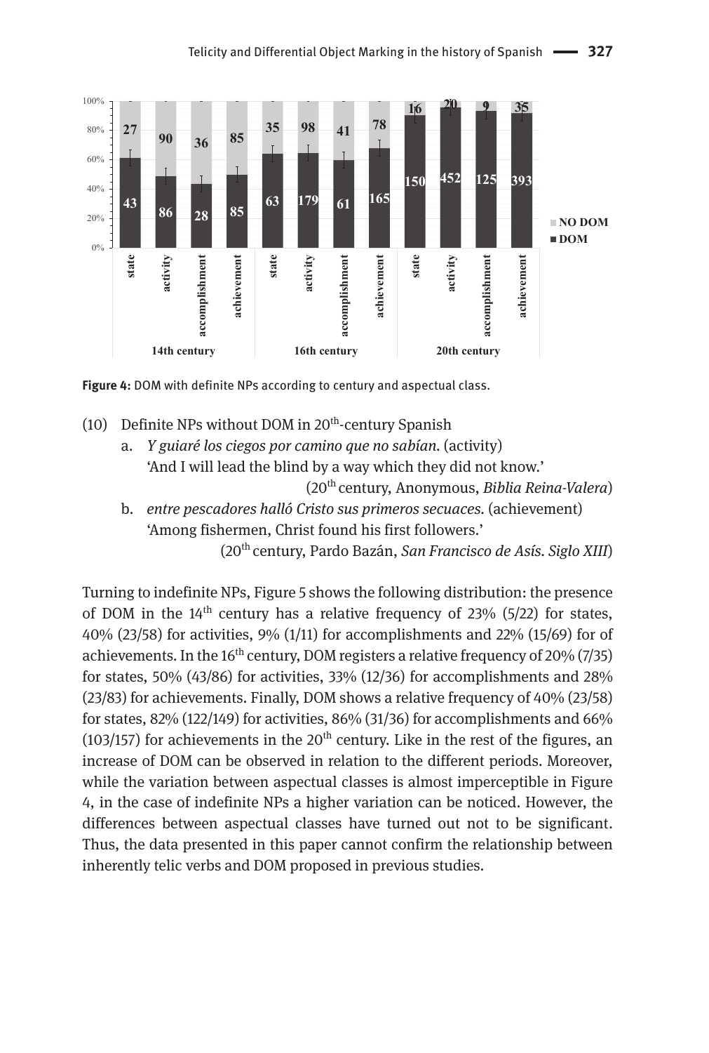Figure 4: DOM with definite NPs according to century and aspectual class.

(10) Definite NPs without DOM in 20th-century Spanish

a. *Y guiaré los ciegos por camino que no sabían.* (activity)
'And I will lead the blind by a way which they did not know.'
(20th century, Anonymous, *Biblia Reina-Valera*)

b. *entre pescadores halló Cristo sus primeros secuaces.* (achievement)
'Among fishermen, Christ found his first followers.'
(20th century, Pardo Bazán, *San Francisco de Asís. Siglo XIII*)

Turning to indefinite NPs, Figure 5 shows the following distribution: the presence of DOM in the 14th century has a relative frequency of 23% (5/22) for states, 40% (23/58) for activities, 9% (1/11) for accomplishments and 22% (15/69) for of achievements. In the 16th century, DOM registers a relative frequency of 20% (7/35) for states, 50% (43/86) for activities, 33% (12/36) for accomplishments and 28% (23/83) for achievements. Finally, DOM shows a relative frequency of 40% (23/58) for states, 82% (122/149) for activities, 86% (31/36) for accomplishments and 66% (103/157) for achievements in the 20th century. Like in the rest of the figures, an increase of DOM can be observed in relation to the different periods. Moreover, while the variation between aspectual classes is almost imperceptible in Figure 4, in the case of indefinite NPs a higher variation can be noticed. However, the differences between aspectual classes have turned out not to be significant. Thus, the data presented in this paper cannot confirm the relationship between inherently telic verbs and DOM proposed in previous studies.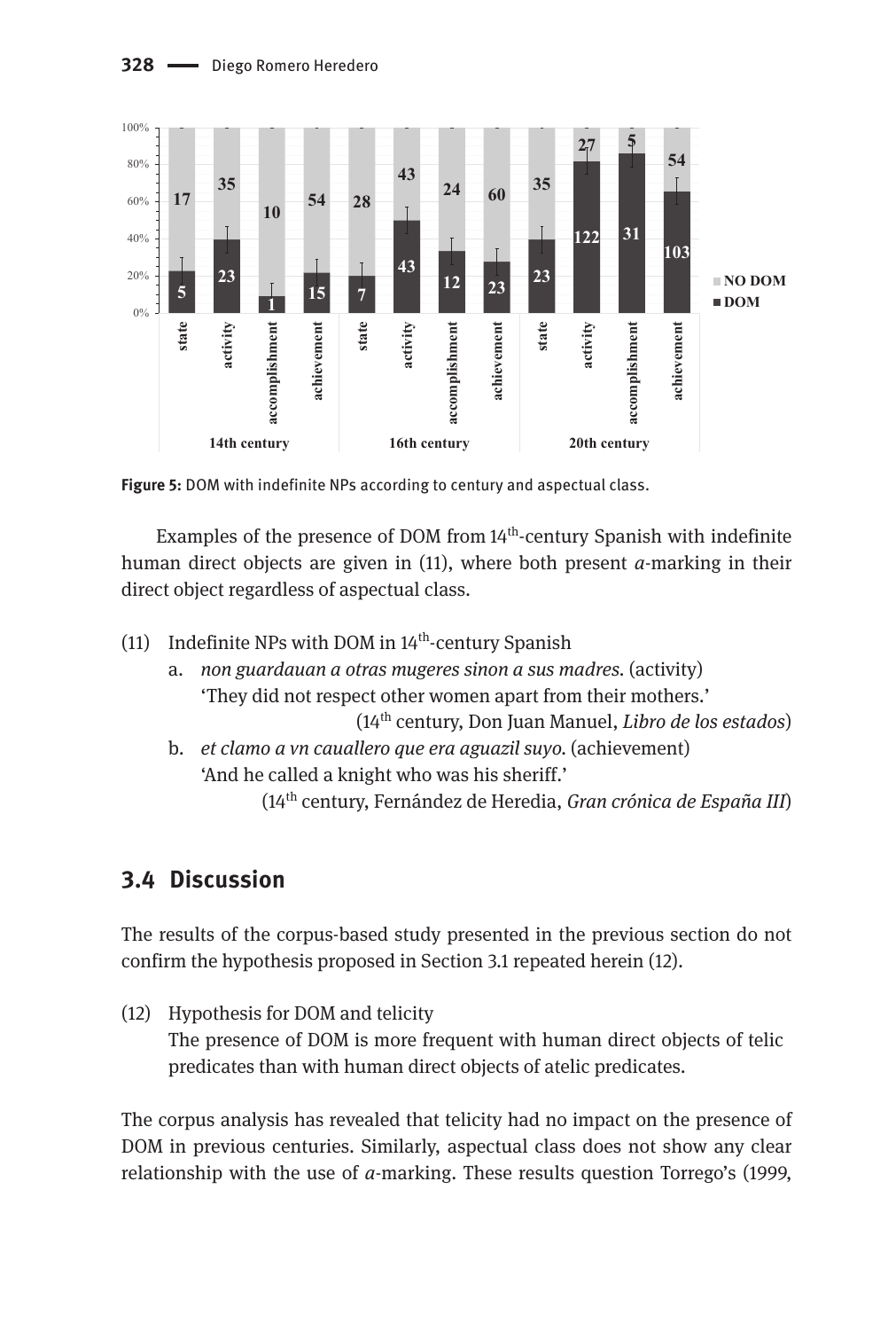| Century | Aspectual class | DOM | NO DOM |
|---|---|---|---|
| 14th century | state | 5 | 17 |
| 14th century | activity | 23 | 35 |
| 14th century | accomplishment | 1 | 10 |
| 14th century | achievement | 15 | 54 |
| 16th century | state | 7 | 28 |
| 16th century | activity | 43 | 43 |
| 16th century | accomplishment | 12 | 24 |
| 16th century | achievement | 23 | 60 |
| 20th century | state | 23 | 35 |
| 20th century | activity | 122 | 27 |
| 20th century | accomplishment | 31 | 5 |
| 20th century | achievement | 103 | 54 |

**Figure 5:** DOM with indefinite NPs according to century and aspectual class.

Examples of the presence of DOM from 14th-century Spanish with indefinite human direct objects are given in (11), where both present *a*-marking in their direct object regardless of aspectual class.

(11) Indefinite NPs with DOM in 14th-century Spanish

a. *non guardauan a otras mugeres sinon a sus madres.* (activity)
'They did not respect other women apart from their mothers.'
(14th century, Don Juan Manuel, *Libro de los estados*)

b. *et clamo a vn cauallero que era aguazil suyo.* (achievement)
'And he called a knight who was his sheriff.'
(14th century, Fernández de Heredia, *Gran crónica de España III*)

## 3.4 Discussion

The results of the corpus-based study presented in the previous section do not confirm the hypothesis proposed in Section 3.1 repeated herein (12).

(12) Hypothesis for DOM and telicity
The presence of DOM is more frequent with human direct objects of telic predicates than with human direct objects of atelic predicates.

The corpus analysis has revealed that telicity had no impact on the presence of DOM in previous centuries. Similarly, aspectual class does not show any clear relationship with the use of *a*-marking. These results question Torrego's (1999,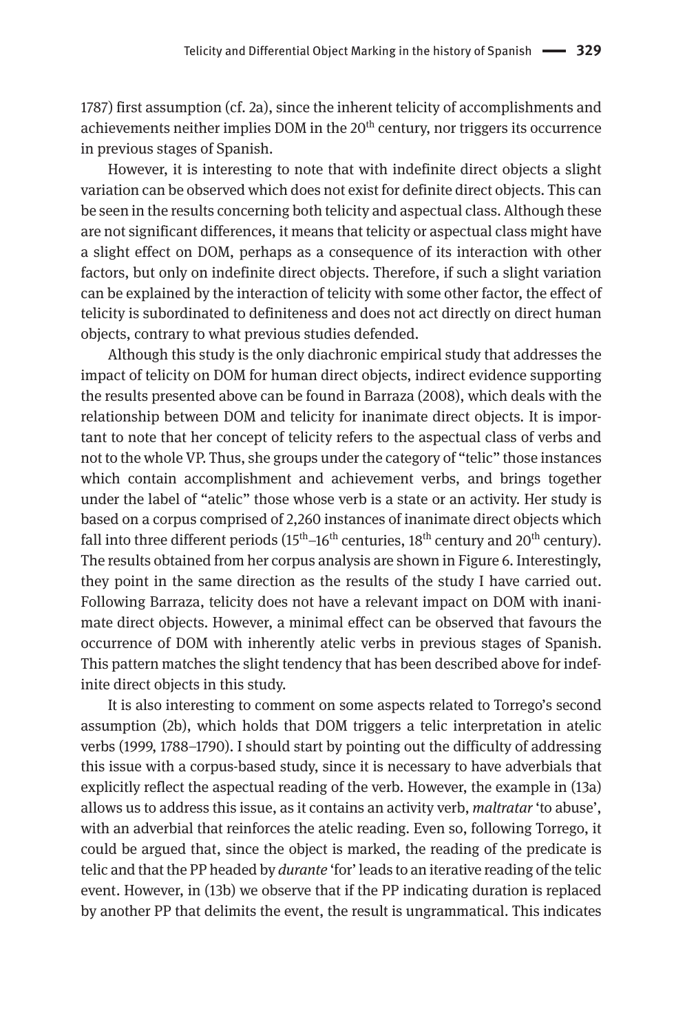1787) first assumption (cf. 2a), since the inherent telicity of accomplishments and achievements neither implies DOM in the 20th century, nor triggers its occurrence in previous stages of Spanish.

However, it is interesting to note that with indefinite direct objects a slight variation can be observed which does not exist for definite direct objects. This can be seen in the results concerning both telicity and aspectual class. Although these are not significant differences, it means that telicity or aspectual class might have a slight effect on DOM, perhaps as a consequence of its interaction with other factors, but only on indefinite direct objects. Therefore, if such a slight variation can be explained by the interaction of telicity with some other factor, the effect of telicity is subordinated to definiteness and does not act directly on direct human objects, contrary to what previous studies defended.

Although this study is the only diachronic empirical study that addresses the impact of telicity on DOM for human direct objects, indirect evidence supporting the results presented above can be found in Barraza (2008), which deals with the relationship between DOM and telicity for inanimate direct objects. It is important to note that her concept of telicity refers to the aspectual class of verbs and not to the whole VP. Thus, she groups under the category of "telic" those instances which contain accomplishment and achievement verbs, and brings together under the label of "atelic" those whose verb is a state or an activity. Her study is based on a corpus comprised of 2,260 instances of inanimate direct objects which fall into three different periods (15th–16th centuries, 18th century and 20th century). The results obtained from her corpus analysis are shown in Figure 6. Interestingly, they point in the same direction as the results of the study I have carried out. Following Barraza, telicity does not have a relevant impact on DOM with inanimate direct objects. However, a minimal effect can be observed that favours the occurrence of DOM with inherently atelic verbs in previous stages of Spanish. This pattern matches the slight tendency that has been described above for indefinite direct objects in this study.

It is also interesting to comment on some aspects related to Torrego's second assumption (2b), which holds that DOM triggers a telic interpretation in atelic verbs (1999, 1788–1790). I should start by pointing out the difficulty of addressing this issue with a corpus-based study, since it is necessary to have adverbials that explicitly reflect the aspectual reading of the verb. However, the example in (13a) allows us to address this issue, as it contains an activity verb, *maltratar* 'to abuse', with an adverbial that reinforces the atelic reading. Even so, following Torrego, it could be argued that, since the object is marked, the reading of the predicate is telic and that the PP headed by *durante* 'for' leads to an iterative reading of the telic event. However, in (13b) we observe that if the PP indicating duration is replaced by another PP that delimits the event, the result is ungrammatical. This indicates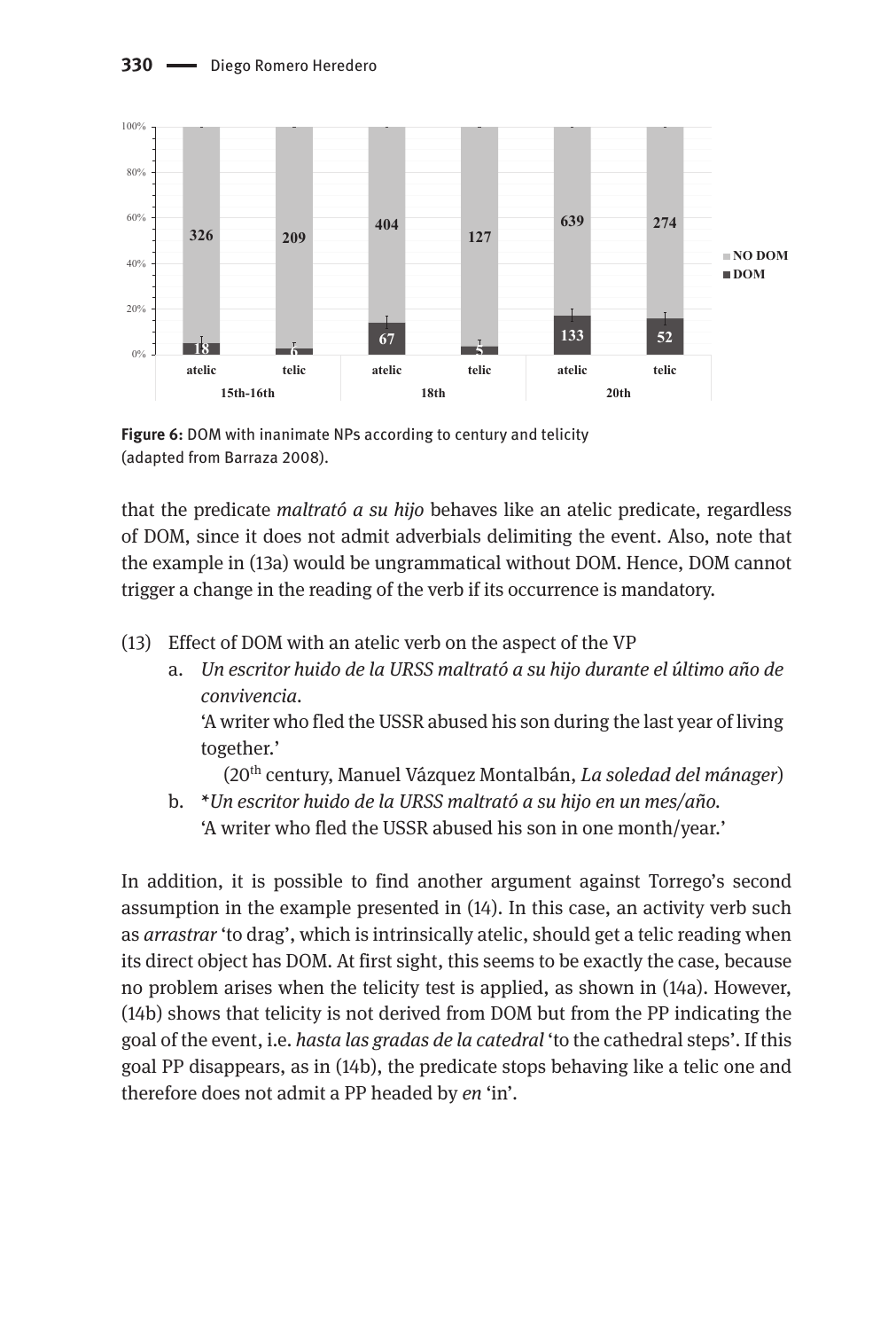**Figure 6:** DOM with inanimate NPs according to century and telicity (adapted from Barraza 2008).

that the predicate *maltrató a su hijo* behaves like an atelic predicate, regardless of DOM, since it does not admit adverbials delimiting the event. Also, note that the example in (13a) would be ungrammatical without DOM. Hence, DOM cannot trigger a change in the reading of the verb if its occurrence is mandatory.

(13) Effect of DOM with an atelic verb on the aspect of the VP

a. *Un escritor huido de la URSS maltrató a su hijo durante el último año de convivencia.*
'A writer who fled the USSR abused his son during the last year of living together.'
(20th century, Manuel Vázquez Montalbán, *La soledad del mánager*)

b. \**Un escritor huido de la URSS maltrató a su hijo en un mes/año.*
'A writer who fled the USSR abused his son in one month/year.'

In addition, it is possible to find another argument against Torrego's second assumption in the example presented in (14). In this case, an activity verb such as *arrastrar* 'to drag', which is intrinsically atelic, should get a telic reading when its direct object has DOM. At first sight, this seems to be exactly the case, because no problem arises when the telicity test is applied, as shown in (14a). However, (14b) shows that telicity is not derived from DOM but from the PP indicating the goal of the event, i.e. *hasta las gradas de la catedral* 'to the cathedral steps'. If this goal PP disappears, as in (14b), the predicate stops behaving like a telic one and therefore does not admit a PP headed by *en* 'in'.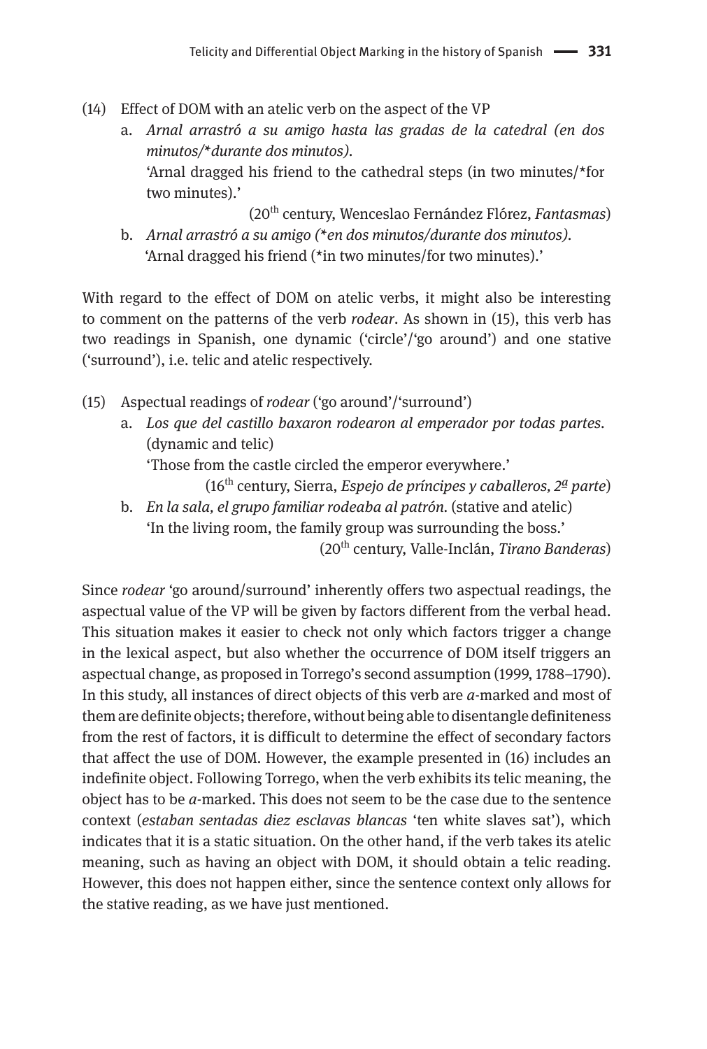(14) Effect of DOM with an atelic verb on the aspect of the VP

a. *Arnal arrastró a su amigo hasta las gradas de la catedral (en dos minutos/\*durante dos minutos).*
'Arnal dragged his friend to the cathedral steps (in two minutes/*for two minutes).'
(20th century, Wenceslao Fernández Flórez, *Fantasmas*)

b. *Arnal arrastró a su amigo (\*en dos minutos/durante dos minutos).*
'Arnal dragged his friend (*in two minutes/for two minutes).'

With regard to the effect of DOM on atelic verbs, it might also be interesting to comment on the patterns of the verb *rodear*. As shown in (15), this verb has two readings in Spanish, one dynamic ('circle'/'go around') and one stative ('surround'), i.e. telic and atelic respectively.

(15) Aspectual readings of *rodear* ('go around'/'surround')

a. *Los que del castillo baxaron rodearon al emperador por todas partes.* (dynamic and telic)
'Those from the castle circled the emperor everywhere.'
(16th century, Sierra, *Espejo de príncipes y caballeros, 2ª parte*)

b. *En la sala, el grupo familiar rodeaba al patrón.* (stative and atelic)
'In the living room, the family group was surrounding the boss.'
(20th century, Valle-Inclán, *Tirano Banderas*)

Since *rodear* 'go around/surround' inherently offers two aspectual readings, the aspectual value of the VP will be given by factors different from the verbal head. This situation makes it easier to check not only which factors trigger a change in the lexical aspect, but also whether the occurrence of DOM itself triggers an aspectual change, as proposed in Torrego's second assumption (1999, 1788–1790). In this study, all instances of direct objects of this verb are *a*-marked and most of them are definite objects; therefore, without being able to disentangle definiteness from the rest of factors, it is difficult to determine the effect of secondary factors that affect the use of DOM. However, the example presented in (16) includes an indefinite object. Following Torrego, when the verb exhibits its telic meaning, the object has to be *a*-marked. This does not seem to be the case due to the sentence context (*estaban sentadas diez esclavas blancas* 'ten white slaves sat'), which indicates that it is a static situation. On the other hand, if the verb takes its atelic meaning, such as having an object with DOM, it should obtain a telic reading. However, this does not happen either, since the sentence context only allows for the stative reading, as we have just mentioned.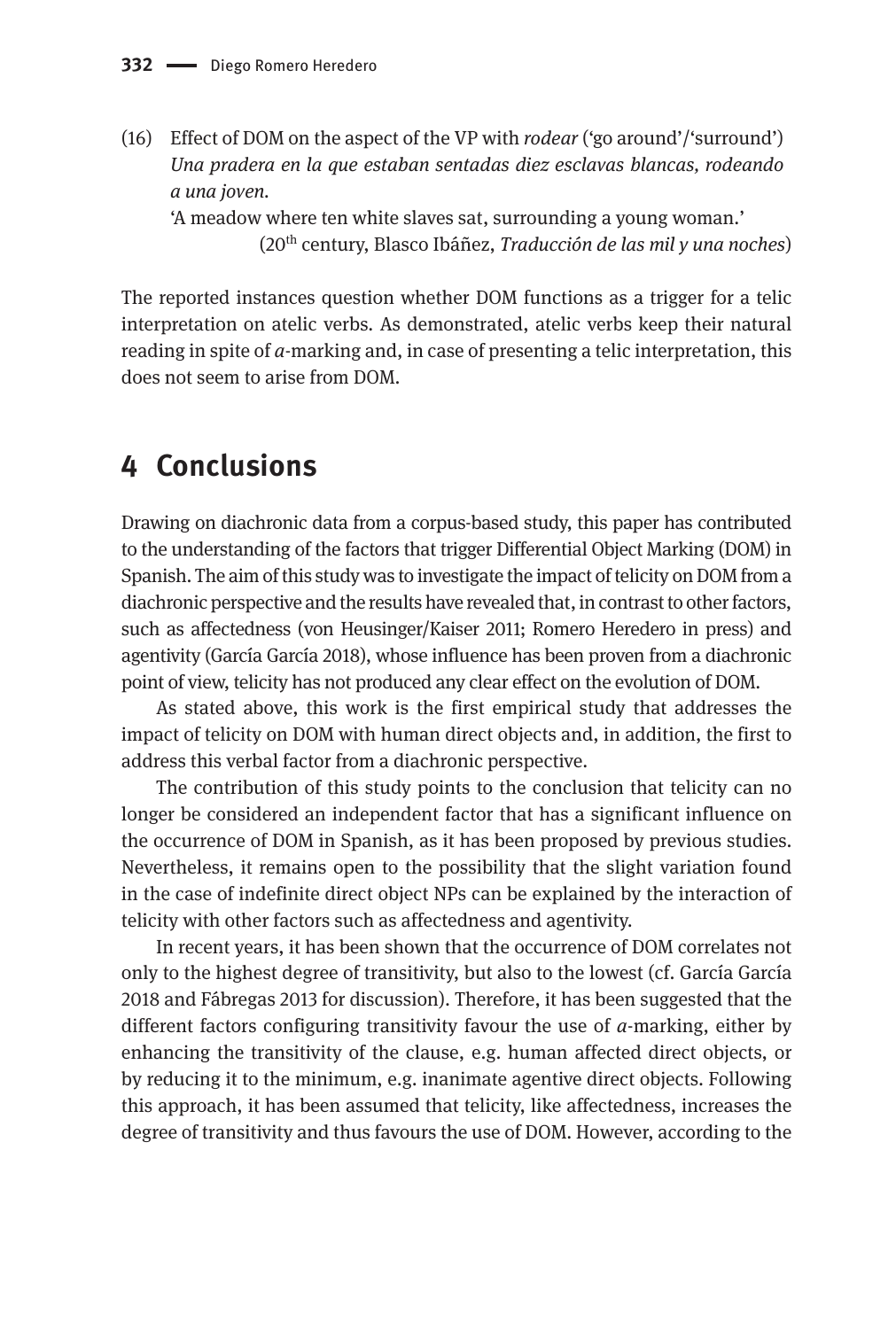(16) Effect of DOM on the aspect of the VP with *rodear* ('go around'/'surround')
*Una pradera en la que estaban sentadas diez esclavas blancas, rodeando a una joven.*
'A meadow where ten white slaves sat, surrounding a young woman.'
(20th century, Blasco Ibáñez, *Traducción de las mil y una noches*)

The reported instances question whether DOM functions as a trigger for a telic interpretation on atelic verbs. As demonstrated, atelic verbs keep their natural reading in spite of *a*-marking and, in case of presenting a telic interpretation, this does not seem to arise from DOM.

# 4 Conclusions

Drawing on diachronic data from a corpus-based study, this paper has contributed to the understanding of the factors that trigger Differential Object Marking (DOM) in Spanish. The aim of this study was to investigate the impact of telicity on DOM from a diachronic perspective and the results have revealed that, in contrast to other factors, such as affectedness (von Heusinger/Kaiser 2011; Romero Heredero in press) and agentivity (García García 2018), whose influence has been proven from a diachronic point of view, telicity has not produced any clear effect on the evolution of DOM.

As stated above, this work is the first empirical study that addresses the impact of telicity on DOM with human direct objects and, in addition, the first to address this verbal factor from a diachronic perspective.

The contribution of this study points to the conclusion that telicity can no longer be considered an independent factor that has a significant influence on the occurrence of DOM in Spanish, as it has been proposed by previous studies. Nevertheless, it remains open to the possibility that the slight variation found in the case of indefinite direct object NPs can be explained by the interaction of telicity with other factors such as affectedness and agentivity.

In recent years, it has been shown that the occurrence of DOM correlates not only to the highest degree of transitivity, but also to the lowest (cf. García García 2018 and Fábregas 2013 for discussion). Therefore, it has been suggested that the different factors configuring transitivity favour the use of *a*-marking, either by enhancing the transitivity of the clause, e.g. human affected direct objects, or by reducing it to the minimum, e.g. inanimate agentive direct objects. Following this approach, it has been assumed that telicity, like affectedness, increases the degree of transitivity and thus favours the use of DOM. However, according to the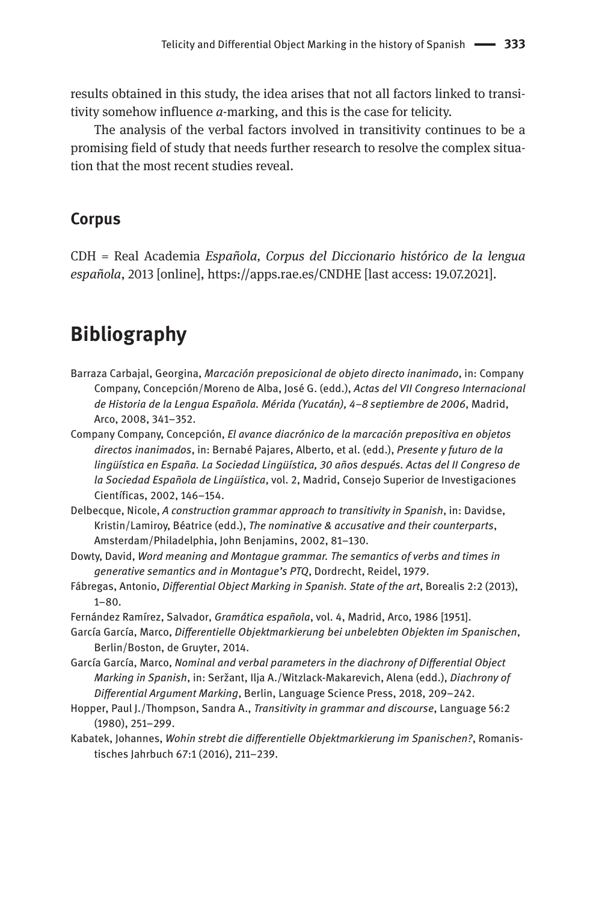results obtained in this study, the idea arises that not all factors linked to transitivity somehow influence *a*-marking, and this is the case for telicity.

The analysis of the verbal factors involved in transitivity continues to be a promising field of study that needs further research to resolve the complex situation that the most recent studies reveal.

## Corpus

CDH = Real Academia *Española, Corpus del Diccionario histórico de la lengua española*, 2013 [online], https://apps.rae.es/CNDHE [last access: 19.07.2021].

# Bibliography

Barraza Carbajal, Georgina, *Marcación preposicional de objeto directo inanimado*, in: Company Company, Concepción/Moreno de Alba, José G. (edd.), *Actas del VII Congreso Internacional de Historia de la Lengua Española. Mérida (Yucatán), 4–8 septiembre de 2006*, Madrid, Arco, 2008, 341–352.

Company Company, Concepción, *El avance diacrónico de la marcación prepositiva en objetos directos inanimados*, in: Bernabé Pajares, Alberto, et al. (edd.), *Presente y futuro de la lingüística en España. La Sociedad Lingüística, 30 años después. Actas del II Congreso de la Sociedad Española de Lingüística*, vol. 2, Madrid, Consejo Superior de Investigaciones Científicas, 2002, 146–154.

Delbecque, Nicole, *A construction grammar approach to transitivity in Spanish*, in: Davidse, Kristin/Lamiroy, Béatrice (edd.), *The nominative & accusative and their counterparts*, Amsterdam/Philadelphia, John Benjamins, 2002, 81–130.

Dowty, David, *Word meaning and Montague grammar. The semantics of verbs and times in generative semantics and in Montague's PTQ*, Dordrecht, Reidel, 1979.

Fábregas, Antonio, *Differential Object Marking in Spanish. State of the art*, Borealis 2:2 (2013), 1–80.

Fernández Ramírez, Salvador, *Gramática española*, vol. 4, Madrid, Arco, 1986 [1951].

García García, Marco, *Differentielle Objektmarkierung bei unbelebten Objekten im Spanischen*, Berlin/Boston, de Gruyter, 2014.

García García, Marco, *Nominal and verbal parameters in the diachrony of Differential Object Marking in Spanish*, in: Seržant, Ilja A./Witzlack-Makarevich, Alena (edd.), *Diachrony of Differential Argument Marking*, Berlin, Language Science Press, 2018, 209–242.

Hopper, Paul J./Thompson, Sandra A., *Transitivity in grammar and discourse*, Language 56:2 (1980), 251–299.

Kabatek, Johannes, *Wohin strebt die differentielle Objektmarkierung im Spanischen?*, Romanistisches Jahrbuch 67:1 (2016), 211–239.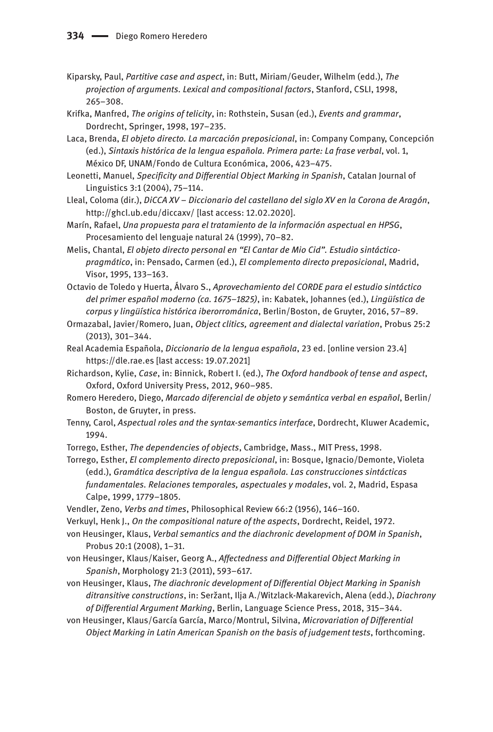Kiparsky, Paul, *Partitive case and aspect*, in: Butt, Miriam/Geuder, Wilhelm (edd.), *The projection of arguments. Lexical and compositional factors*, Stanford, CSLI, 1998, 265–308.

Krifka, Manfred, *The origins of telicity*, in: Rothstein, Susan (ed.), *Events and grammar*, Dordrecht, Springer, 1998, 197–235.

Laca, Brenda, *El objeto directo. La marcación preposicional*, in: Company Company, Concepción (ed.), *Sintaxis histórica de la lengua española. Primera parte: La frase verbal*, vol. 1, México DF, UNAM/Fondo de Cultura Económica, 2006, 423–475.

Leonetti, Manuel, *Specificity and Differential Object Marking in Spanish*, Catalan Journal of Linguistics 3:1 (2004), 75–114.

Lleal, Coloma (dir.), *DiCCA XV – Diccionario del castellano del siglo XV en la Corona de Aragón*, http://ghcl.ub.edu/diccaxv/ [last access: 12.02.2020].

Marín, Rafael, *Una propuesta para el tratamiento de la información aspectual en HPSG*, Procesamiento del lenguaje natural 24 (1999), 70–82.

Melis, Chantal, *El objeto directo personal en "El Cantar de Mio Cid". Estudio sintáctico-pragmático*, in: Pensado, Carmen (ed.), *El complemento directo preposicional*, Madrid, Visor, 1995, 133–163.

Octavio de Toledo y Huerta, Álvaro S., *Aprovechamiento del CORDE para el estudio sintáctico del primer español moderno (ca. 1675–1825)*, in: Kabatek, Johannes (ed.), *Lingüística de corpus y lingüística histórica iberorrománica*, Berlin/Boston, de Gruyter, 2016, 57–89.

Ormazabal, Javier/Romero, Juan, *Object clitics, agreement and dialectal variation*, Probus 25:2 (2013), 301–344.

Real Academia Española, *Diccionario de la lengua española*, 23 ed. [online version 23.4] https://dle.rae.es [last access: 19.07.2021]

Richardson, Kylie, *Case*, in: Binnick, Robert I. (ed.), *The Oxford handbook of tense and aspect*, Oxford, Oxford University Press, 2012, 960–985.

Romero Heredero, Diego, *Marcado diferencial de objeto y semántica verbal en español*, Berlin/Boston, de Gruyter, in press.

Tenny, Carol, *Aspectual roles and the syntax-semantics interface*, Dordrecht, Kluwer Academic, 1994.

Torrego, Esther, *The dependencies of objects*, Cambridge, Mass., MIT Press, 1998.

Torrego, Esther, *El complemento directo preposicional*, in: Bosque, Ignacio/Demonte, Violeta (edd.), *Gramática descriptiva de la lengua española. Las construcciones sintácticas fundamentales. Relaciones temporales, aspectuales y modales*, vol. 2, Madrid, Espasa Calpe, 1999, 1779–1805.

Vendler, Zeno, *Verbs and times*, Philosophical Review 66:2 (1956), 146–160.

Verkuyl, Henk J., *On the compositional nature of the aspects*, Dordrecht, Reidel, 1972.

von Heusinger, Klaus, *Verbal semantics and the diachronic development of DOM in Spanish*, Probus 20:1 (2008), 1–31.

von Heusinger, Klaus/Kaiser, Georg A., *Affectedness and Differential Object Marking in Spanish*, Morphology 21:3 (2011), 593–617.

von Heusinger, Klaus, *The diachronic development of Differential Object Marking in Spanish ditransitive constructions*, in: Seržant, Ilja A./Witzlack-Makarevich, Alena (edd.), *Diachrony of Differential Argument Marking*, Berlin, Language Science Press, 2018, 315–344.

von Heusinger, Klaus/García García, Marco/Montrul, Silvina, *Microvariation of Differential Object Marking in Latin American Spanish on the basis of judgement tests*, forthcoming.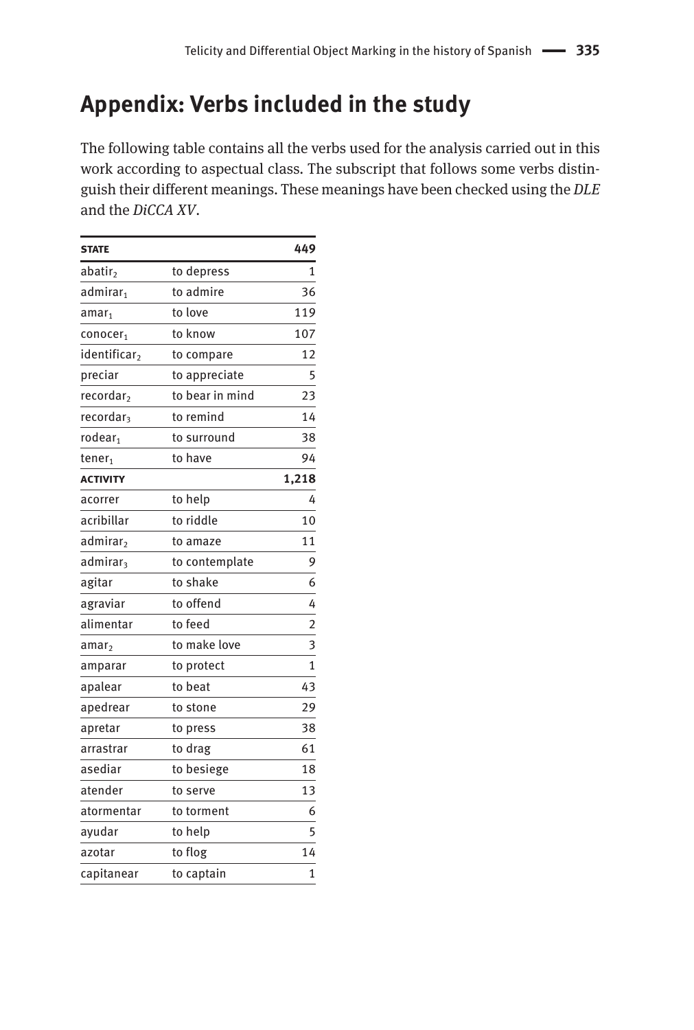## Appendix: Verbs included in the study

The following table contains all the verbs used for the analysis carried out in this work according to aspectual class. The subscript that follows some verbs distinguish their different meanings. These meanings have been checked using the *DLE* and the *DiCCA XV*.

| **STATE** | | **449** |
|---|---|---|
| $abatir_2$ | to depress | 1 |
| $admirar_1$ | to admire | 36 |
| $amar_1$ | to love | 119 |
| $conocer_1$ | to know | 107 |
| $identificar_2$ | to compare | 12 |
| preciar | to appreciate | 5 |
| $recordar_2$ | to bear in mind | 23 |
| $recordar_3$ | to remind | 14 |
| $rodear_1$ | to surround | 38 |
| $tener_1$ | to have | 94 |
| **ACTIVITY** | | **1,218** |
| acorrer | to help | 4 |
| acribillar | to riddle | 10 |
| $admirar_2$ | to amaze | 11 |
| $admirar_3$ | to contemplate | 9 |
| agitar | to shake | 6 |
| agraviar | to offend | 4 |
| alimentar | to feed | 2 |
| $amar_2$ | to make love | 3 |
| amparar | to protect | 1 |
| apalear | to beat | 43 |
| apedrear | to stone | 29 |
| apretar | to press | 38 |
| arrastrar | to drag | 61 |
| asediar | to besiege | 18 |
| atender | to serve | 13 |
| atormentar | to torment | 6 |
| ayudar | to help | 5 |
| azotar | to flog | 14 |
| capitanear | to captain | 1 |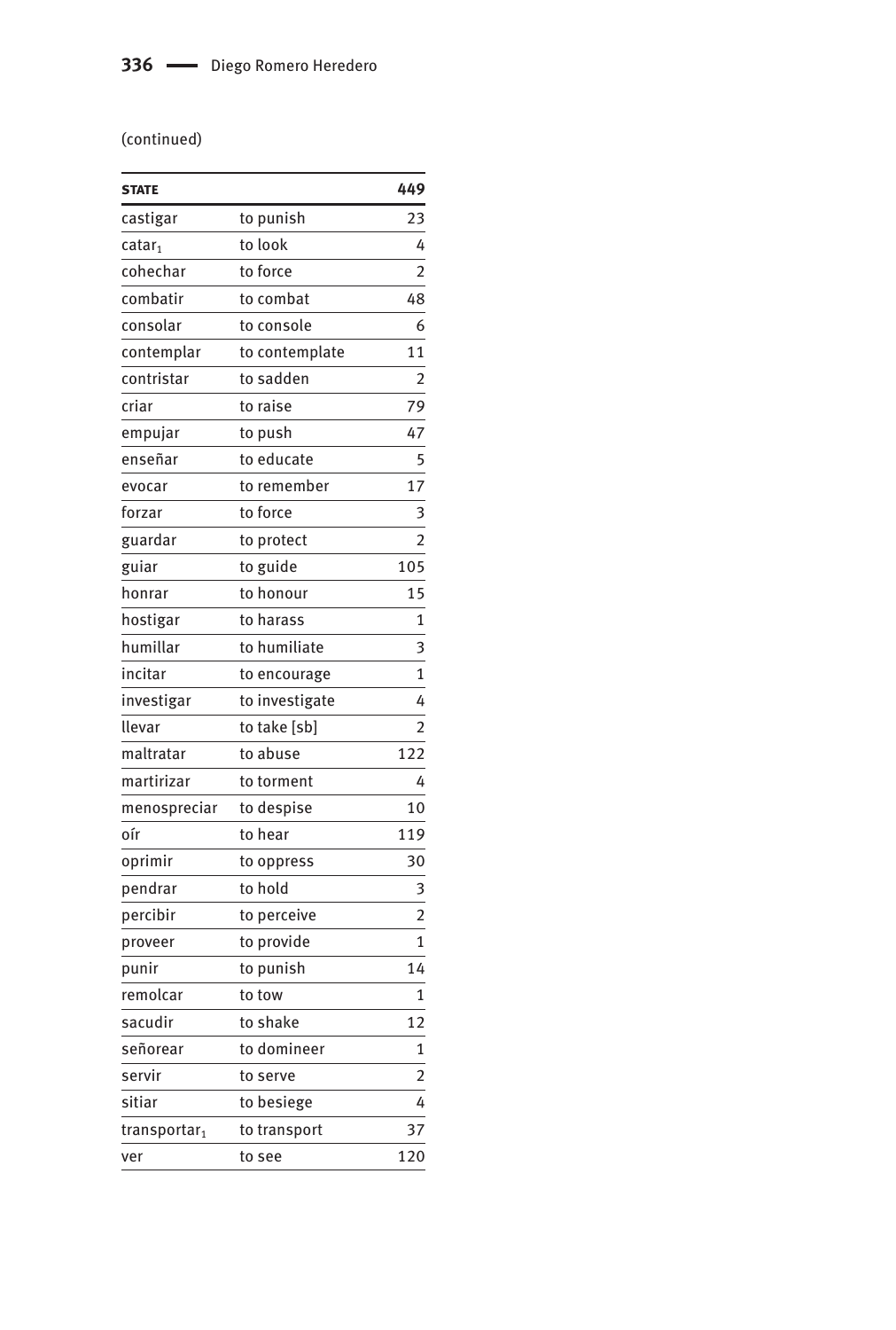(continued)

| STATE | | 449 |
|---|---|---|
| castigar | to punish | 23 |
| $catar_1$ | to look | 4 |
| cohechar | to force | 2 |
| combatir | to combat | 48 |
| consolar | to console | 6 |
| contemplar | to contemplate | 11 |
| contristar | to sadden | 2 |
| criar | to raise | 79 |
| empujar | to push | 47 |
| enseñar | to educate | 5 |
| evocar | to remember | 17 |
| forzar | to force | 3 |
| guardar | to protect | 2 |
| guiar | to guide | 105 |
| honrar | to honour | 15 |
| hostigar | to harass | 1 |
| humillar | to humiliate | 3 |
| incitar | to encourage | 1 |
| investigar | to investigate | 4 |
| llevar | to take [sb] | 2 |
| maltratar | to abuse | 122 |
| martirizar | to torment | 4 |
| menospreciar | to despise | 10 |
| oír | to hear | 119 |
| oprimir | to oppress | 30 |
| pendrar | to hold | 3 |
| percibir | to perceive | 2 |
| proveer | to provide | 1 |
| punir | to punish | 14 |
| remolcar | to tow | 1 |
| sacudir | to shake | 12 |
| señorear | to domineer | 1 |
| servir | to serve | 2 |
| sitiar | to besiege | 4 |
| $transportar_1$ | to transport | 37 |
| ver | to see | 120 |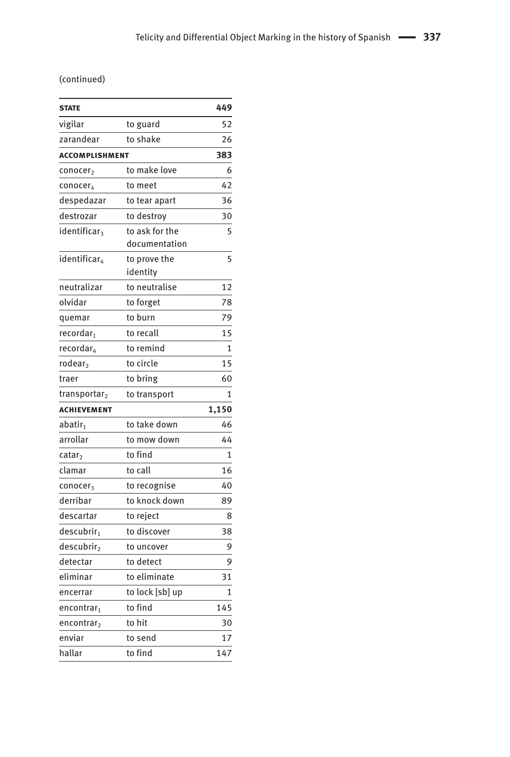(continued)

| **STATE** | | **449** |
|---|---|---|
| vigilar | to guard | 52 |
| zarandear | to shake | 26 |
| **ACCOMPLISHMENT** | | **383** |
| $\text{conocer}_2$ | to make love | 6 |
| $\text{conocer}_4$ | to meet | 42 |
| despedazar | to tear apart | 36 |
| destrozar | to destroy | 30 |
| $\text{identificar}_3$ | to ask for the documentation | 5 |
| $\text{identificar}_4$ | to prove the identity | 5 |
| neutralizar | to neutralise | 12 |
| olvidar | to forget | 78 |
| quemar | to burn | 79 |
| $\text{recordar}_1$ | to recall | 15 |
| $\text{recordar}_4$ | to remind | 1 |
| $\text{rodear}_2$ | to circle | 15 |
| traer | to bring | 60 |
| $\text{transportar}_2$ | to transport | 1 |
| **ACHIEVEMENT** | | **1,150** |
| $\text{abatir}_1$ | to take down | 46 |
| arrollar | to mow down | 44 |
| $\text{catar}_2$ | to find | 1 |
| clamar | to call | 16 |
| $\text{conocer}_3$ | to recognise | 40 |
| derribar | to knock down | 89 |
| descartar | to reject | 8 |
| $\text{descubrir}_1$ | to discover | 38 |
| $\text{descubrir}_2$ | to uncover | 9 |
| detectar | to detect | 9 |
| eliminar | to eliminate | 31 |
| encerrar | to lock [sb] up | 1 |
| $\text{encontrar}_1$ | to find | 145 |
| $\text{encontrar}_2$ | to hit | 30 |
| enviar | to send | 17 |
| hallar | to find | 147 |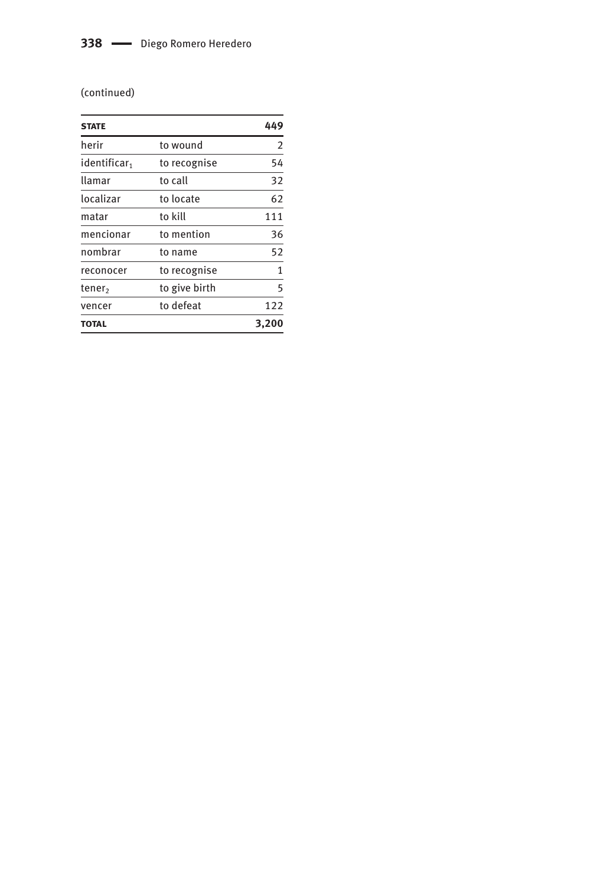(continued)

| | | |
|---|---|---|
| **STATE** | | **449** |
| herir | to wound | 2 |
| $identificar_1$ | to recognise | 54 |
| llamar | to call | 32 |
| localizar | to locate | 62 |
| matar | to kill | 111 |
| mencionar | to mention | 36 |
| nombrar | to name | 52 |
| reconocer | to recognise | 1 |
| $tener_2$ | to give birth | 5 |
| vencer | to defeat | 122 |
| **TOTAL** | | **3,200** |